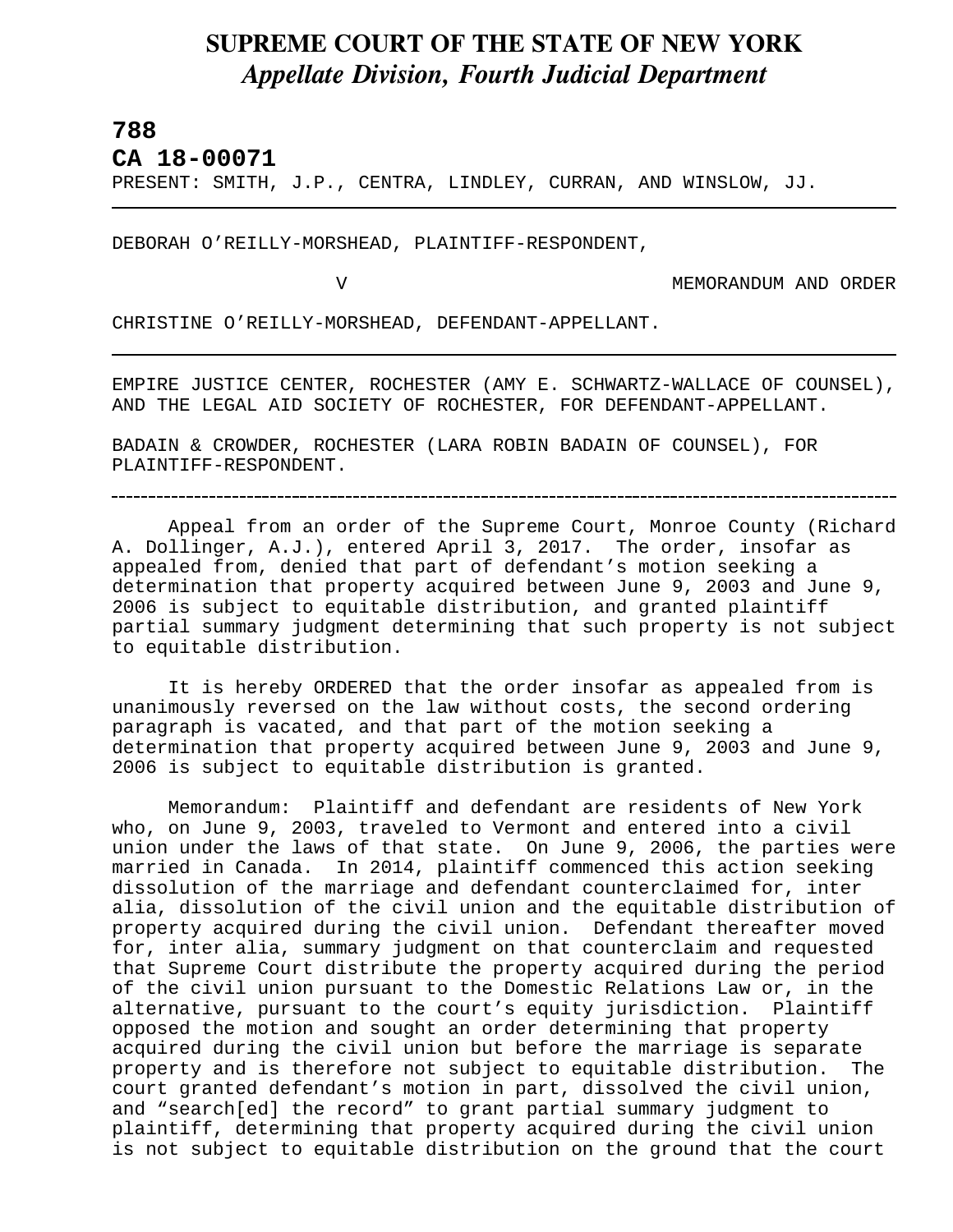# SUPREME COURT OF THE STATE OF NEW YORK

## *Appellate Division, Fourth Judicial Department*

**788**

**CA 18-00071**

PRESENT: SMITH, J.P., CENTRA, LINDLEY, CURRAN, AND WINSLOW, JJ.

---

DEBORAH O'REILLY-MORSHEAD, PLAINTIFF-RESPONDENT,

V MEMORANDUM AND ORDER

CHRISTINE O'REILLY-MORSHEAD, DEFENDANT-APPELLANT.

---

EMPIRE JUSTICE CENTER, ROCHESTER (AMY E. SCHWARTZ-WALLACE OF COUNSEL), AND THE LEGAL AID SOCIETY OF ROCHESTER, FOR DEFENDANT-APPELLANT.

BADAIN & CROWDER, ROCHESTER (LARA ROBIN BADAIN OF COUNSEL), FOR PLAINTIFF-RESPONDENT.

---

Appeal from an order of the Supreme Court, Monroe County (Richard A. Dollinger, A.J.), entered April 3, 2017. The order, insofar as appealed from, denied that part of defendant's motion seeking a determination that property acquired between June 9, 2003 and June 9, 2006 is subject to equitable distribution, and granted plaintiff partial summary judgment determining that such property is not subject to equitable distribution.

It is hereby ORDERED that the order insofar as appealed from is unanimously reversed on the law without costs, the second ordering paragraph is vacated, and that part of the motion seeking a determination that property acquired between June 9, 2003 and June 9, 2006 is subject to equitable distribution is granted.

Memorandum: Plaintiff and defendant are residents of New York who, on June 9, 2003, traveled to Vermont and entered into a civil union under the laws of that state. On June 9, 2006, the parties were married in Canada. In 2014, plaintiff commenced this action seeking dissolution of the marriage and defendant counterclaimed for, inter alia, dissolution of the civil union and the equitable distribution of property acquired during the civil union. Defendant thereafter moved for, inter alia, summary judgment on that counterclaim and requested that Supreme Court distribute the property acquired during the period of the civil union pursuant to the Domestic Relations Law or, in the alternative, pursuant to the court's equity jurisdiction. Plaintiff opposed the motion and sought an order determining that property acquired during the civil union but before the marriage is separate property and is therefore not subject to equitable distribution. The court granted defendant's motion in part, dissolved the civil union, and "search[ed] the record" to grant partial summary judgment to plaintiff, determining that property acquired during the civil union is not subject to equitable distribution on the ground that the court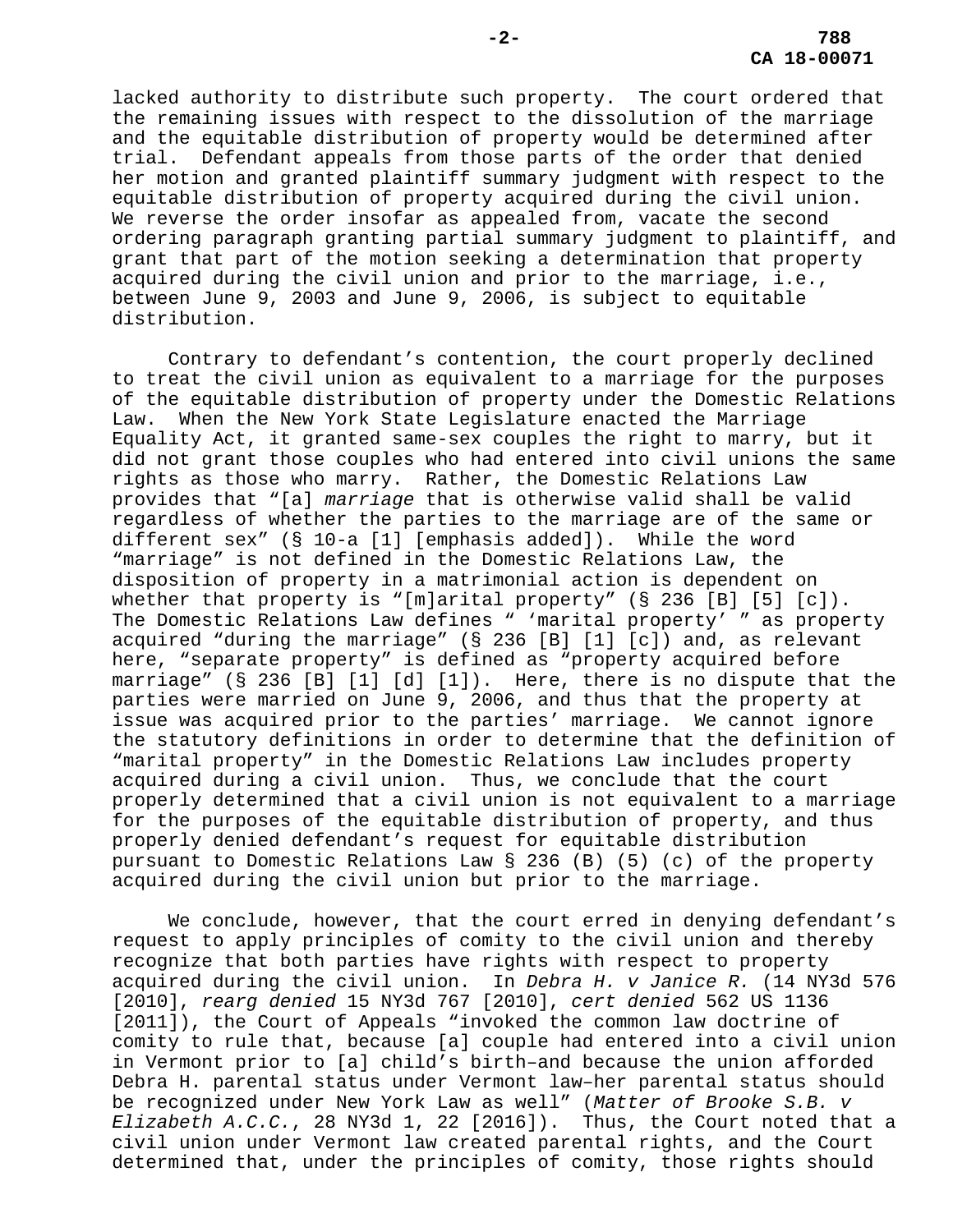lacked authority to distribute such property. The court ordered that the remaining issues with respect to the dissolution of the marriage and the equitable distribution of property would be determined after trial. Defendant appeals from those parts of the order that denied her motion and granted plaintiff summary judgment with respect to the equitable distribution of property acquired during the civil union. We reverse the order insofar as appealed from, vacate the second ordering paragraph granting partial summary judgment to plaintiff, and grant that part of the motion seeking a determination that property acquired during the civil union and prior to the marriage, i.e., between June 9, 2003 and June 9, 2006, is subject to equitable distribution.

Contrary to defendant's contention, the court properly declined to treat the civil union as equivalent to a marriage for the purposes of the equitable distribution of property under the Domestic Relations Law. When the New York State Legislature enacted the Marriage Equality Act, it granted same-sex couples the right to marry, but it did not grant those couples who had entered into civil unions the same rights as those who marry. Rather, the Domestic Relations Law provides that "[a] *marriage* that is otherwise valid shall be valid regardless of whether the parties to the marriage are of the same or different sex" (§ 10-a [1] [emphasis added]). While the word "marriage" is not defined in the Domestic Relations Law, the disposition of property in a matrimonial action is dependent on whether that property is "[m]arital property" (§ 236 [B] [5] [c]). The Domestic Relations Law defines " 'marital property' " as property acquired "during the marriage" (§ 236 [B] [1] [c]) and, as relevant here, "separate property" is defined as "property acquired before marriage" (§ 236 [B] [1] [d] [1]). Here, there is no dispute that the parties were married on June 9, 2006, and thus that the property at issue was acquired prior to the parties' marriage. We cannot ignore the statutory definitions in order to determine that the definition of "marital property" in the Domestic Relations Law includes property acquired during a civil union. Thus, we conclude that the court properly determined that a civil union is not equivalent to a marriage for the purposes of the equitable distribution of property, and thus properly denied defendant's request for equitable distribution pursuant to Domestic Relations Law § 236 (B) (5) (c) of the property acquired during the civil union but prior to the marriage.

We conclude, however, that the court erred in denying defendant's request to apply principles of comity to the civil union and thereby recognize that both parties have rights with respect to property acquired during the civil union. In *Debra H. v Janice R.* (14 NY3d 576 [2010], *rearg denied* 15 NY3d 767 [2010], *cert denied* 562 US 1136 [2011]), the Court of Appeals "invoked the common law doctrine of comity to rule that, because [a] couple had entered into a civil union in Vermont prior to [a] child's birth–and because the union afforded Debra H. parental status under Vermont law–her parental status should be recognized under New York Law as well" (*Matter of Brooke S.B. v Elizabeth A.C.C.*, 28 NY3d 1, 22 [2016]). Thus, the Court noted that a civil union under Vermont law created parental rights, and the Court determined that, under the principles of comity, those rights should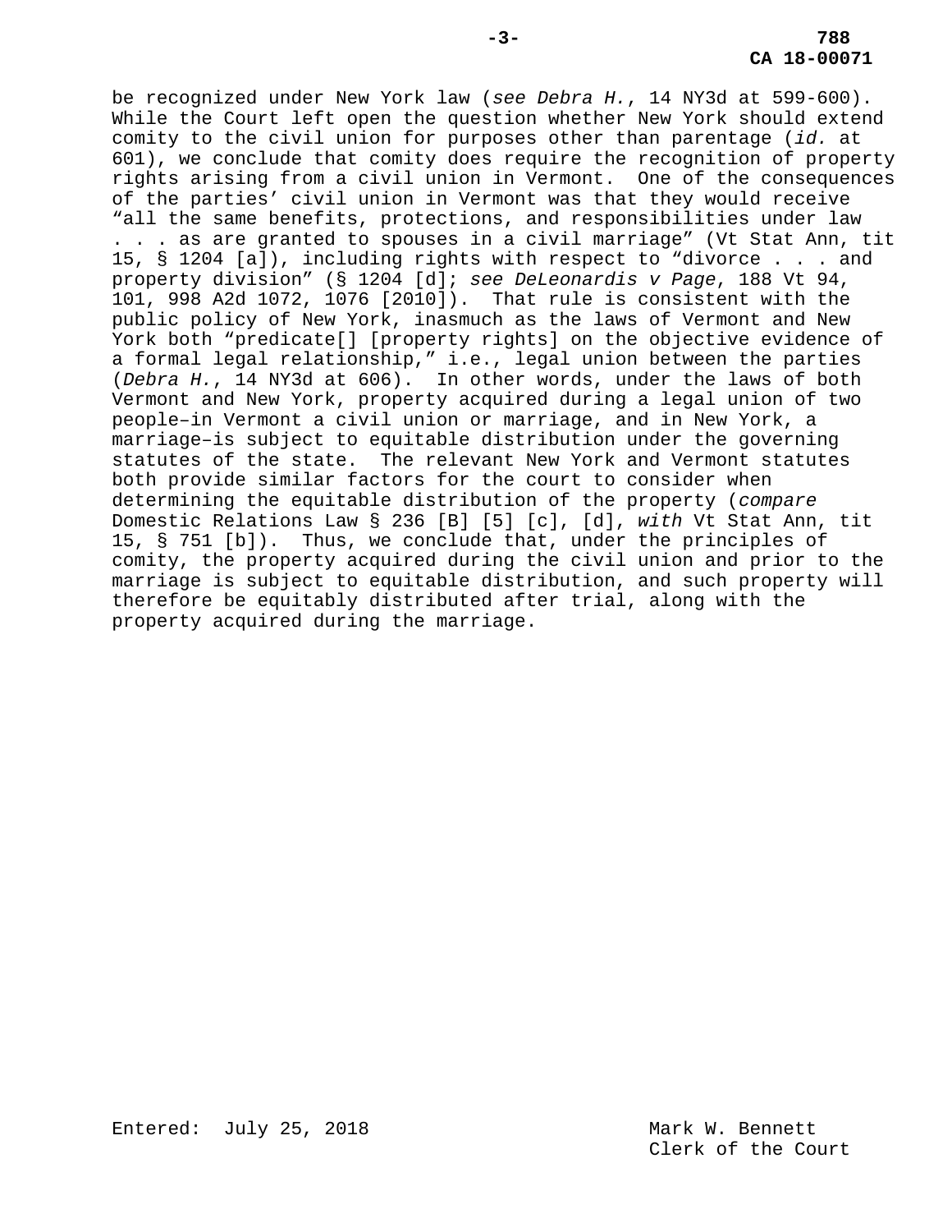be recognized under New York law (*see Debra H.*, 14 NY3d at 599-600). While the Court left open the question whether New York should extend comity to the civil union for purposes other than parentage (*id.* at 601), we conclude that comity does require the recognition of property rights arising from a civil union in Vermont. One of the consequences of the parties' civil union in Vermont was that they would receive "all the same benefits, protections, and responsibilities under law . . . as are granted to spouses in a civil marriage" (Vt Stat Ann, tit 15, § 1204 [a]), including rights with respect to "divorce . . . and property division" (§ 1204 [d]; *see DeLeonardis v Page*, 188 Vt 94, 101, 998 A2d 1072, 1076 [2010]). That rule is consistent with the public policy of New York, inasmuch as the laws of Vermont and New York both "predicate[] [property rights] on the objective evidence of a formal legal relationship," i.e., legal union between the parties (*Debra H.*, 14 NY3d at 606). In other words, under the laws of both Vermont and New York, property acquired during a legal union of two people–in Vermont a civil union or marriage, and in New York, a marriage–is subject to equitable distribution under the governing statutes of the state. The relevant New York and Vermont statutes both provide similar factors for the court to consider when determining the equitable distribution of the property (*compare* Domestic Relations Law § 236 [B] [5] [c], [d], *with* Vt Stat Ann, tit 15, § 751 [b]). Thus, we conclude that, under the principles of comity, the property acquired during the civil union and prior to the marriage is subject to equitable distribution, and such property will therefore be equitably distributed after trial, along with the property acquired during the marriage.

Entered: July 25, 2018

Mark W. Bennett
Clerk of the Court